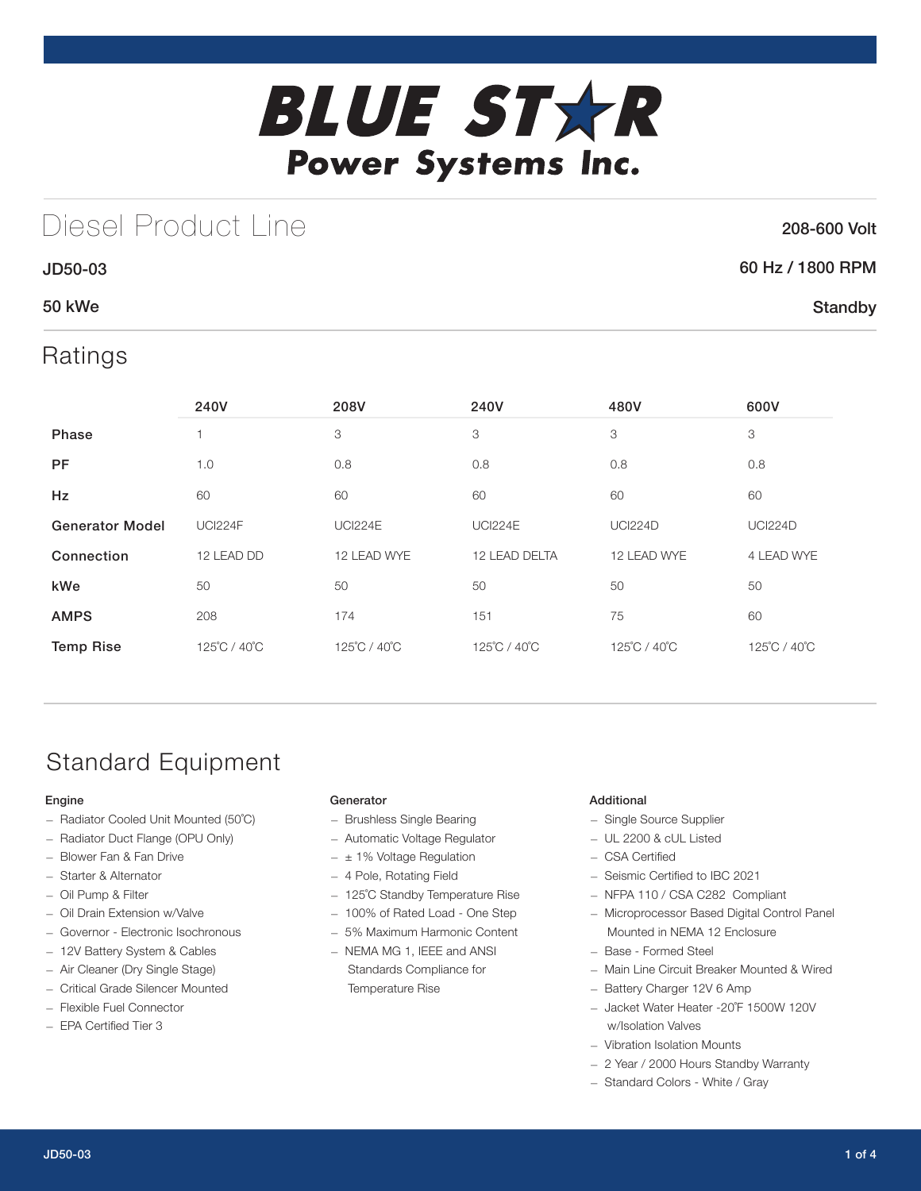# BLUE STAR Power Systems Inc.

## Diesel Product Line

208-600 Volt

JD50-03

60 Hz / 1800 RPM

50 kWe

Standby

## Ratings

| | 240V | 208V | 240V | 480V | 600V |
|---|---|---|---|---|---|
| **Phase** | 1 | 3 | 3 | 3 | 3 |
| **PF** | 1.0 | 0.8 | 0.8 | 0.8 | 0.8 |
| **Hz** | 60 | 60 | 60 | 60 | 60 |
| **Generator Model** | UCI224F | UCI224E | UCI224E | UCI224D | UCI224D |
| **Connection** | 12 LEAD DD | 12 LEAD WYE | 12 LEAD DELTA | 12 LEAD WYE | 4 LEAD WYE |
| **kWe** | 50 | 50 | 50 | 50 | 50 |
| **AMPS** | 208 | 174 | 151 | 75 | 60 |
| **Temp Rise** | 125˚C / 40˚C | 125˚C / 40˚C | 125˚C / 40˚C | 125˚C / 40˚C | 125˚C / 40˚C |

## Standard Equipment

### Engine

- Radiator Cooled Unit Mounted (50˚C)
- Radiator Duct Flange (OPU Only)
- Blower Fan & Fan Drive
- Starter & Alternator
- Oil Pump & Filter
- Oil Drain Extension w/Valve
- Governor - Electronic Isochronous
- 12V Battery System & Cables
- Air Cleaner (Dry Single Stage)
- Critical Grade Silencer Mounted
- Flexible Fuel Connector
- EPA Certified Tier 3

### Generator

- Brushless Single Bearing
- Automatic Voltage Regulator
- ± 1% Voltage Regulation
- 4 Pole, Rotating Field
- 125˚C Standby Temperature Rise
- 100% of Rated Load - One Step
- 5% Maximum Harmonic Content
- NEMA MG 1, IEEE and ANSI Standards Compliance for Temperature Rise

### Additional

- Single Source Supplier
- UL 2200 & cUL Listed
- CSA Certified
- Seismic Certified to IBC 2021
- NFPA 110 / CSA C282 Compliant
- Microprocessor Based Digital Control Panel Mounted in NEMA 12 Enclosure
- Base - Formed Steel
- Main Line Circuit Breaker Mounted & Wired
- Battery Charger 12V 6 Amp
- Jacket Water Heater -20˚F 1500W 120V w/Isolation Valves
- Vibration Isolation Mounts
- 2 Year / 2000 Hours Standby Warranty
- Standard Colors - White / Gray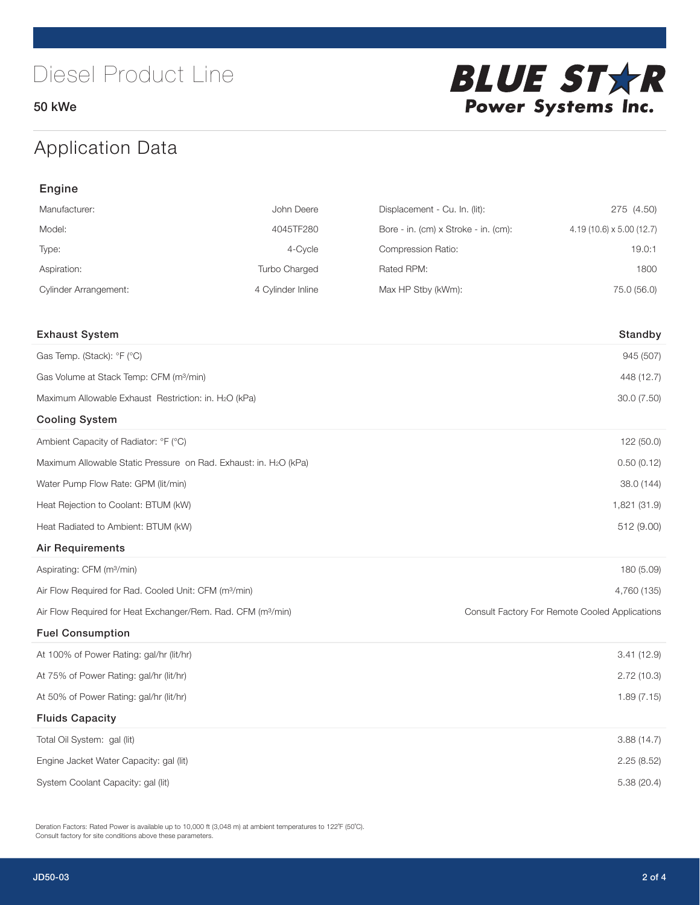# Diesel Product Line

**50 kWe**

**BLUE STAR Power Systems Inc.**

## Application Data

### Engine

| | | | |
|---|---|---|---|
| Manufacturer: | John Deere | Displacement - Cu. In. (lit): | 275 (4.50) |
| Model: | 4045TF280 | Bore - in. (cm) x Stroke - in. (cm): | 4.19 (10.6) x 5.00 (12.7) |
| Type: | 4-Cycle | Compression Ratio: | 19.0:1 |
| Aspiration: | Turbo Charged | Rated RPM: | 1800 |
| Cylinder Arrangement: | 4 Cylinder Inline | Max HP Stby (kWm): | 75.0 (56.0) |

| Exhaust System | Standby |
|---|---|
| Gas Temp. (Stack): °F (°C) | 945 (507) |
| Gas Volume at Stack Temp: CFM (m³/min) | 448 (12.7) |
| Maximum Allowable Exhaust Restriction: in. $H_2O$ (kPa) | 30.0 (7.50) |
| **Cooling System** | |
| Ambient Capacity of Radiator: °F (°C) | 122 (50.0) |
| Maximum Allowable Static Pressure on Rad. Exhaust: in. $H_2O$ (kPa) | 0.50 (0.12) |
| Water Pump Flow Rate: GPM (lit/min) | 38.0 (144) |
| Heat Rejection to Coolant: BTUM (kW) | 1,821 (31.9) |
| Heat Radiated to Ambient: BTUM (kW) | 512 (9.00) |
| **Air Requirements** | |
| Aspirating: CFM (m³/min) | 180 (5.09) |
| Air Flow Required for Rad. Cooled Unit: CFM (m³/min) | 4,760 (135) |
| Air Flow Required for Heat Exchanger/Rem. Rad. CFM (m³/min) | Consult Factory For Remote Cooled Applications |
| **Fuel Consumption** | |
| At 100% of Power Rating: gal/hr (lit/hr) | 3.41 (12.9) |
| At 75% of Power Rating: gal/hr (lit/hr) | 2.72 (10.3) |
| At 50% of Power Rating: gal/hr (lit/hr) | 1.89 (7.15) |
| **Fluids Capacity** | |
| Total Oil System: gal (lit) | 3.88 (14.7) |
| Engine Jacket Water Capacity: gal (lit) | 2.25 (8.52) |
| System Coolant Capacity: gal (lit) | 5.38 (20.4) |

Deration Factors: Rated Power is available up to 10,000 ft (3,048 m) at ambient temperatures to 122°F (50°C).
Consult factory for site conditions above these parameters.

JD50-03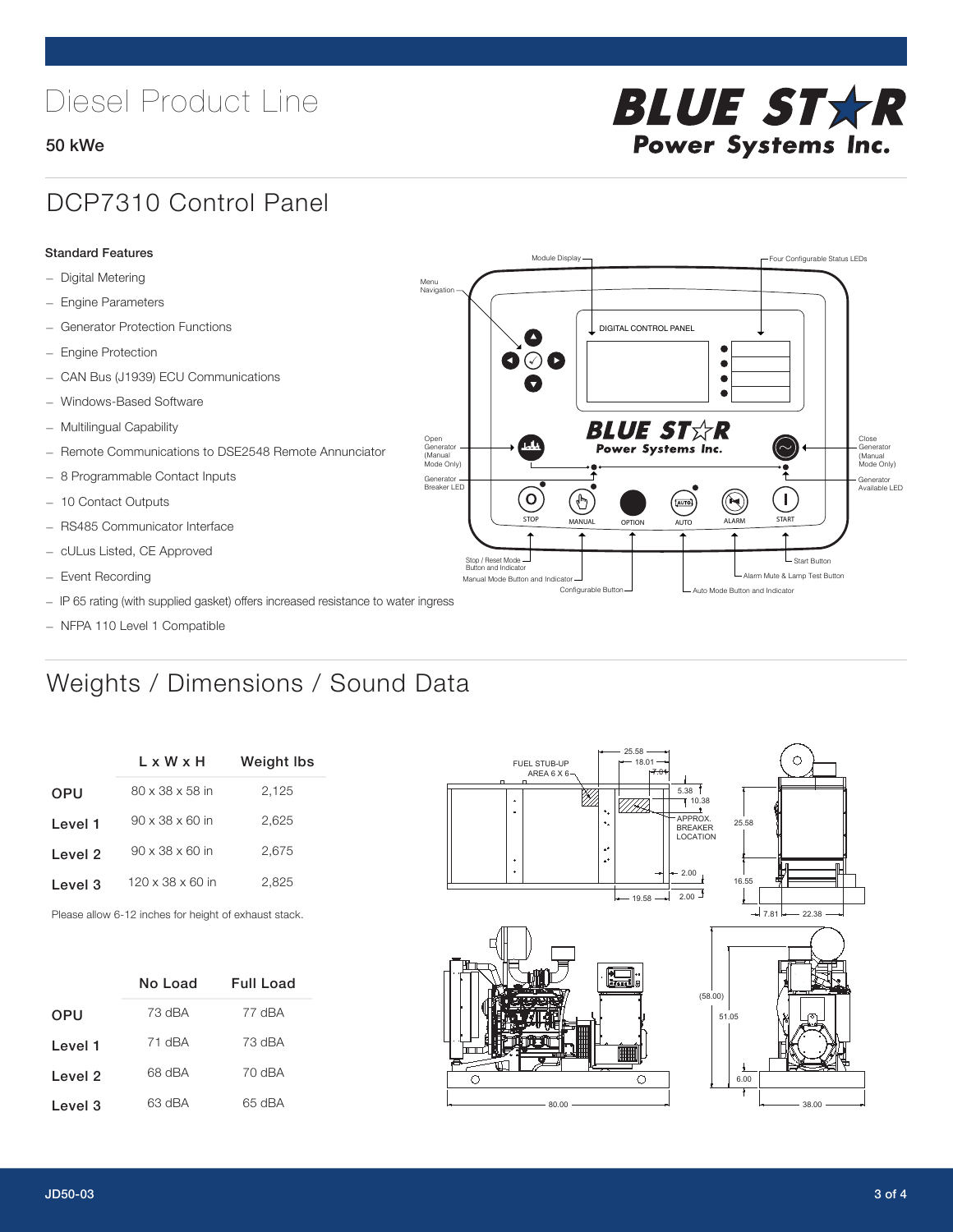# Diesel Product Line

**50 kWe**

## DCP7310 Control Panel

**Standard Features**

- Digital Metering
- Engine Parameters
- Generator Protection Functions
- Engine Protection
- CAN Bus (J1939) ECU Communications
- Windows-Based Software
- Multilingual Capability
- Remote Communications to DSE2548 Remote Annunciator
- 8 Programmable Contact Inputs
- 10 Contact Outputs
- RS485 Communicator Interface
- cULus Listed, CE Approved
- Event Recording
- IP 65 rating (with supplied gasket) offers increased resistance to water ingress
- NFPA 110 Level 1 Compatible

## Weights / Dimensions / Sound Data

| | L x W x H | Weight lbs |
|---|---|---|
| OPU | 80 x 38 x 58 in | 2,125 |
| Level 1 | 90 x 38 x 60 in | 2,625 |
| Level 2 | 90 x 38 x 60 in | 2,675 |
| Level 3 | 120 x 38 x 60 in | 2,825 |

Please allow 6-12 inches for height of exhaust stack.

| | No Load | Full Load |
|---|---|---|
| OPU | 73 dBA | 77 dBA |
| Level 1 | 71 dBA | 73 dBA |
| Level 2 | 68 dBA | 70 dBA |
| Level 3 | 63 dBA | 65 dBA |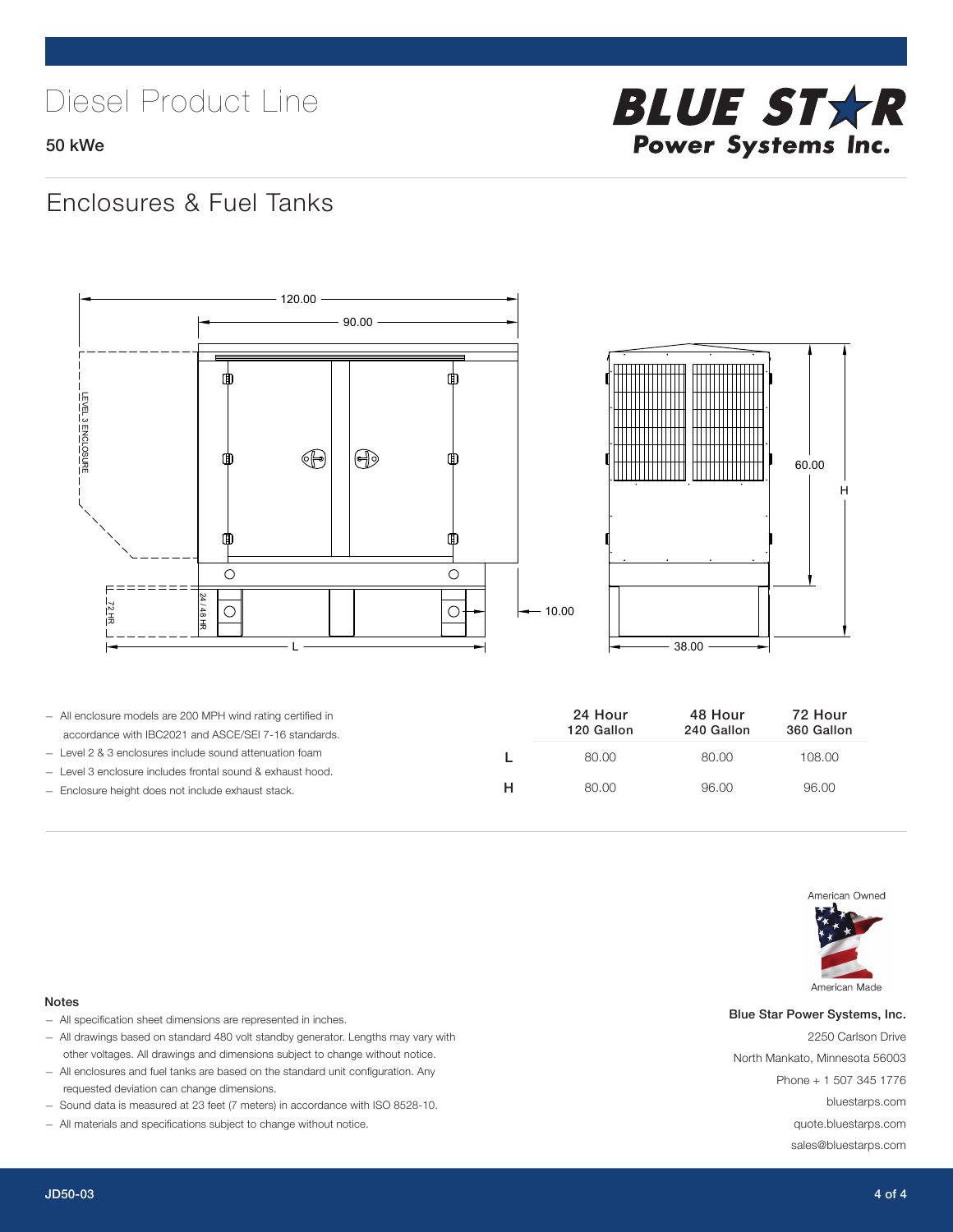# Diesel Product Line

**50 kWe**

BLUE STAR Power Systems Inc.

## Enclosures & Fuel Tanks

120.00
90.00
LEVEL 3 ENCLOSURE
72 HR
24 / 48 HR
L
10.00
60.00
H
38.00

- All enclosure models are 200 MPH wind rating certified in accordance with IBC2021 and ASCE/SEI 7-16 standards.
- Level 2 & 3 enclosures include sound attenuation foam
- Level 3 enclosure includes frontal sound & exhaust hood.
- Enclosure height does not include exhaust stack.

| | 24 Hour 120 Gallon | 48 Hour 240 Gallon | 72 Hour 360 Gallon |
|---|---|---|---|
| **L** | 80.00 | 80.00 | 108.00 |
| **H** | 80.00 | 96.00 | 96.00 |

American Owned
American Made

### Notes

- All specification sheet dimensions are represented in inches.
- All drawings based on standard 480 volt standby generator. Lengths may vary with other voltages. All drawings and dimensions subject to change without notice.
- All enclosures and fuel tanks are based on the standard unit configuration. Any requested deviation can change dimensions.
- Sound data is measured at 23 feet (7 meters) in accordance with ISO 8528-10.
- All materials and specifications subject to change without notice.

**Blue Star Power Systems, Inc.**
2250 Carlson Drive
North Mankato, Minnesota 56003
Phone + 1 507 345 1776
bluestarps.com
quote.bluestarps.com
sales@bluestarps.com

JD50-03